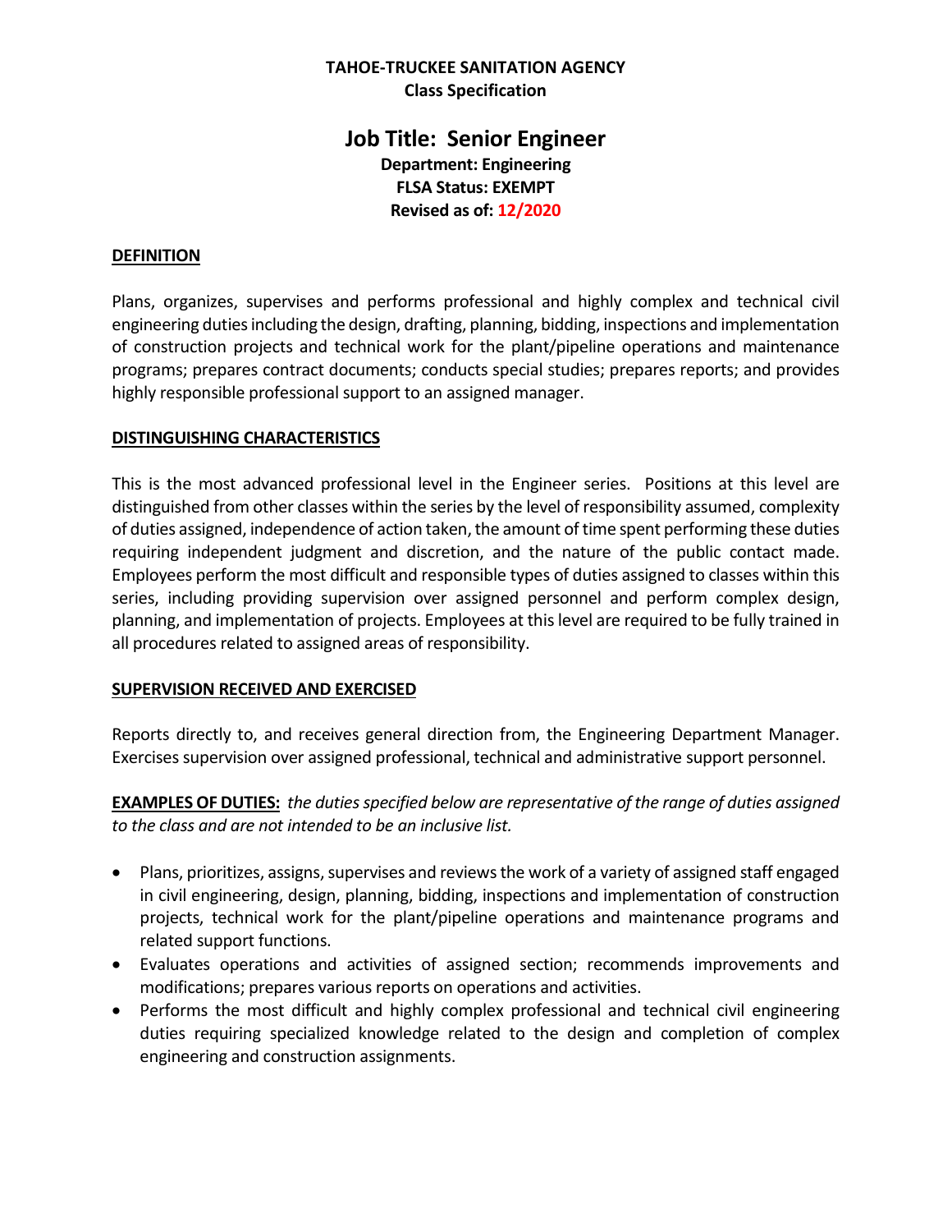**TAHOE-TRUCKEE SANITATION AGENCY**
**Class Specification**

# Job Title: Senior Engineer

**Department: Engineering**
**FLSA Status: EXEMPT**
**Revised as of: 12/2020**

## DEFINITION

Plans, organizes, supervises and performs professional and highly complex and technical civil engineering duties including the design, drafting, planning, bidding, inspections and implementation of construction projects and technical work for the plant/pipeline operations and maintenance programs; prepares contract documents; conducts special studies; prepares reports; and provides highly responsible professional support to an assigned manager.

## DISTINGUISHING CHARACTERISTICS

This is the most advanced professional level in the Engineer series. Positions at this level are distinguished from other classes within the series by the level of responsibility assumed, complexity of duties assigned, independence of action taken, the amount of time spent performing these duties requiring independent judgment and discretion, and the nature of the public contact made. Employees perform the most difficult and responsible types of duties assigned to classes within this series, including providing supervision over assigned personnel and perform complex design, planning, and implementation of projects. Employees at this level are required to be fully trained in all procedures related to assigned areas of responsibility.

## SUPERVISION RECEIVED AND EXERCISED

Reports directly to, and receives general direction from, the Engineering Department Manager. Exercises supervision over assigned professional, technical and administrative support personnel.

**EXAMPLES OF DUTIES:** *the duties specified below are representative of the range of duties assigned to the class and are not intended to be an inclusive list.*

- Plans, prioritizes, assigns, supervises and reviews the work of a variety of assigned staff engaged in civil engineering, design, planning, bidding, inspections and implementation of construction projects, technical work for the plant/pipeline operations and maintenance programs and related support functions.
- Evaluates operations and activities of assigned section; recommends improvements and modifications; prepares various reports on operations and activities.
- Performs the most difficult and highly complex professional and technical civil engineering duties requiring specialized knowledge related to the design and completion of complex engineering and construction assignments.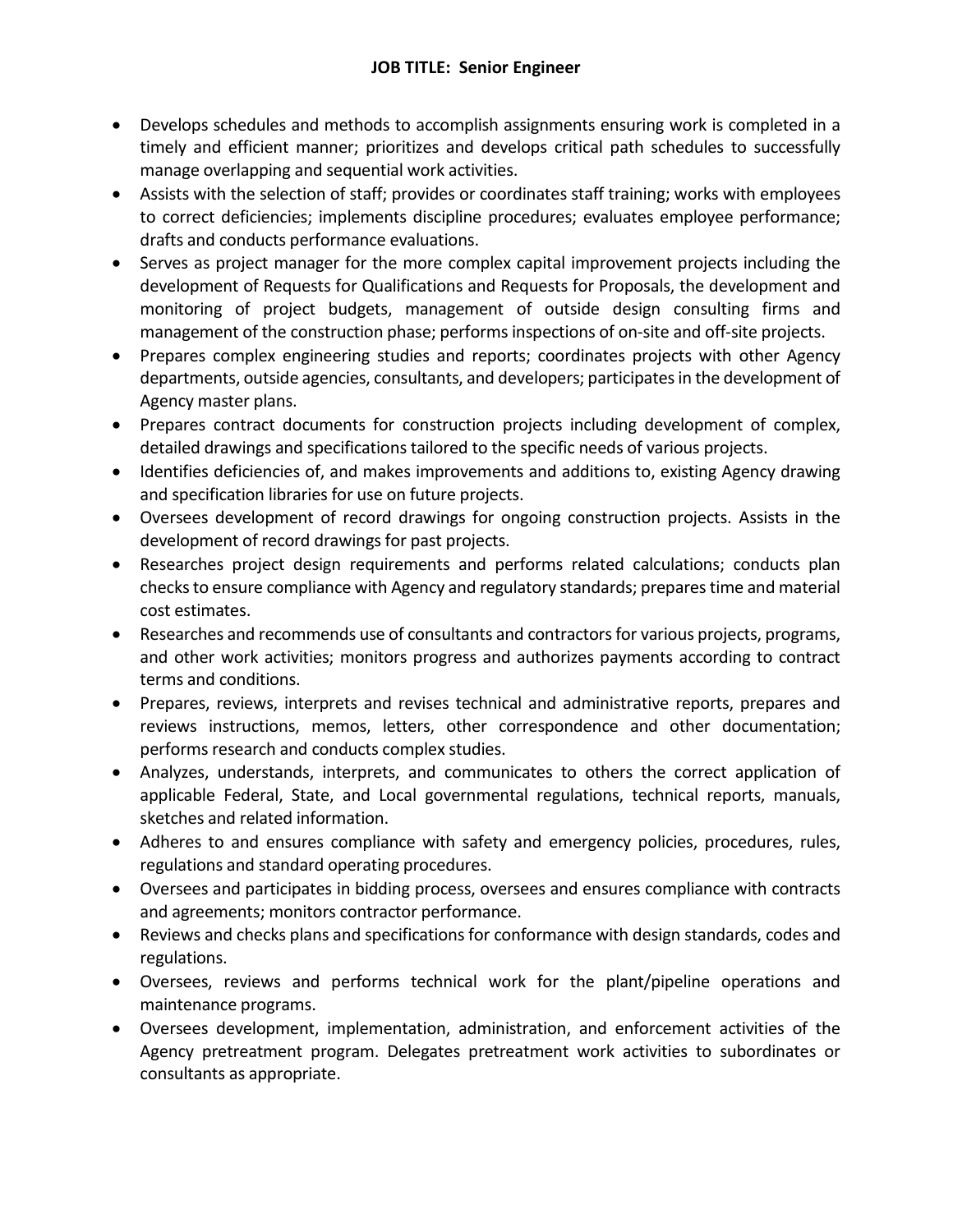**JOB TITLE: Senior Engineer**

- Develops schedules and methods to accomplish assignments ensuring work is completed in a timely and efficient manner; prioritizes and develops critical path schedules to successfully manage overlapping and sequential work activities.
- Assists with the selection of staff; provides or coordinates staff training; works with employees to correct deficiencies; implements discipline procedures; evaluates employee performance; drafts and conducts performance evaluations.
- Serves as project manager for the more complex capital improvement projects including the development of Requests for Qualifications and Requests for Proposals, the development and monitoring of project budgets, management of outside design consulting firms and management of the construction phase; performs inspections of on-site and off-site projects.
- Prepares complex engineering studies and reports; coordinates projects with other Agency departments, outside agencies, consultants, and developers; participates in the development of Agency master plans.
- Prepares contract documents for construction projects including development of complex, detailed drawings and specifications tailored to the specific needs of various projects.
- Identifies deficiencies of, and makes improvements and additions to, existing Agency drawing and specification libraries for use on future projects.
- Oversees development of record drawings for ongoing construction projects. Assists in the development of record drawings for past projects.
- Researches project design requirements and performs related calculations; conducts plan checks to ensure compliance with Agency and regulatory standards; prepares time and material cost estimates.
- Researches and recommends use of consultants and contractors for various projects, programs, and other work activities; monitors progress and authorizes payments according to contract terms and conditions.
- Prepares, reviews, interprets and revises technical and administrative reports, prepares and reviews instructions, memos, letters, other correspondence and other documentation; performs research and conducts complex studies.
- Analyzes, understands, interprets, and communicates to others the correct application of applicable Federal, State, and Local governmental regulations, technical reports, manuals, sketches and related information.
- Adheres to and ensures compliance with safety and emergency policies, procedures, rules, regulations and standard operating procedures.
- Oversees and participates in bidding process, oversees and ensures compliance with contracts and agreements; monitors contractor performance.
- Reviews and checks plans and specifications for conformance with design standards, codes and regulations.
- Oversees, reviews and performs technical work for the plant/pipeline operations and maintenance programs.
- Oversees development, implementation, administration, and enforcement activities of the Agency pretreatment program. Delegates pretreatment work activities to subordinates or consultants as appropriate.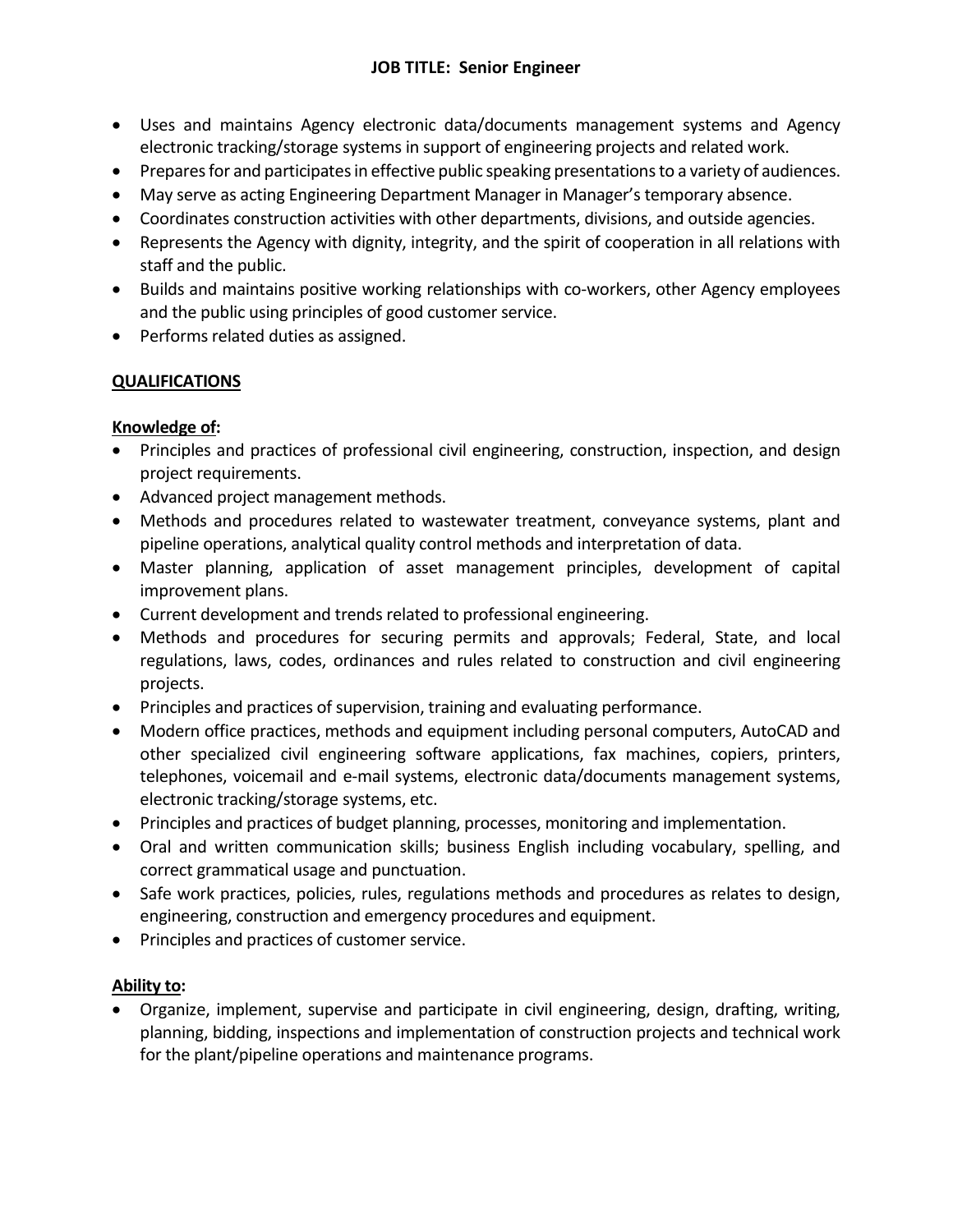- Uses and maintains Agency electronic data/documents management systems and Agency electronic tracking/storage systems in support of engineering projects and related work.
- Prepares for and participates in effective public speaking presentations to a variety of audiences.
- May serve as acting Engineering Department Manager in Manager's temporary absence.
- Coordinates construction activities with other departments, divisions, and outside agencies.
- Represents the Agency with dignity, integrity, and the spirit of cooperation in all relations with staff and the public.
- Builds and maintains positive working relationships with co-workers, other Agency employees and the public using principles of good customer service.
- Performs related duties as assigned.

## QUALIFICATIONS

### Knowledge of:

- Principles and practices of professional civil engineering, construction, inspection, and design project requirements.
- Advanced project management methods.
- Methods and procedures related to wastewater treatment, conveyance systems, plant and pipeline operations, analytical quality control methods and interpretation of data.
- Master planning, application of asset management principles, development of capital improvement plans.
- Current development and trends related to professional engineering.
- Methods and procedures for securing permits and approvals; Federal, State, and local regulations, laws, codes, ordinances and rules related to construction and civil engineering projects.
- Principles and practices of supervision, training and evaluating performance.
- Modern office practices, methods and equipment including personal computers, AutoCAD and other specialized civil engineering software applications, fax machines, copiers, printers, telephones, voicemail and e-mail systems, electronic data/documents management systems, electronic tracking/storage systems, etc.
- Principles and practices of budget planning, processes, monitoring and implementation.
- Oral and written communication skills; business English including vocabulary, spelling, and correct grammatical usage and punctuation.
- Safe work practices, policies, rules, regulations methods and procedures as relates to design, engineering, construction and emergency procedures and equipment.
- Principles and practices of customer service.

### Ability to:

- Organize, implement, supervise and participate in civil engineering, design, drafting, writing, planning, bidding, inspections and implementation of construction projects and technical work for the plant/pipeline operations and maintenance programs.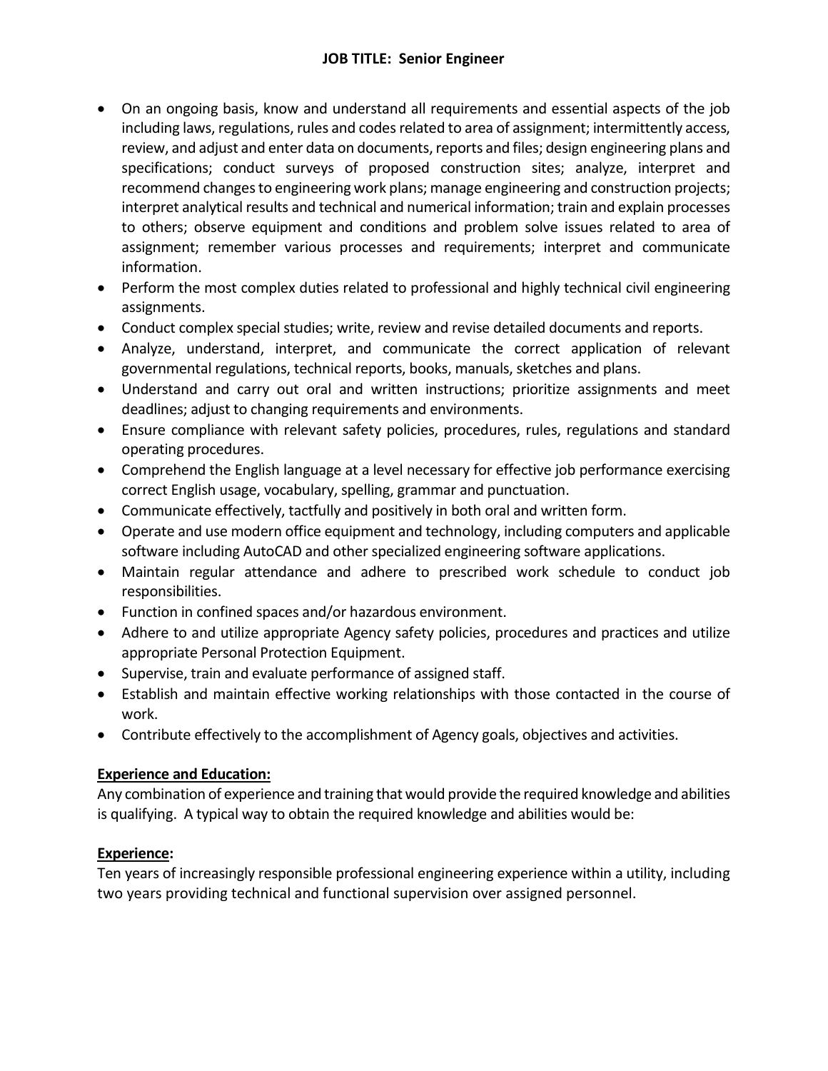**JOB TITLE: Senior Engineer**

- On an ongoing basis, know and understand all requirements and essential aspects of the job including laws, regulations, rules and codes related to area of assignment; intermittently access, review, and adjust and enter data on documents, reports and files; design engineering plans and specifications; conduct surveys of proposed construction sites; analyze, interpret and recommend changes to engineering work plans; manage engineering and construction projects; interpret analytical results and technical and numerical information; train and explain processes to others; observe equipment and conditions and problem solve issues related to area of assignment; remember various processes and requirements; interpret and communicate information.
- Perform the most complex duties related to professional and highly technical civil engineering assignments.
- Conduct complex special studies; write, review and revise detailed documents and reports.
- Analyze, understand, interpret, and communicate the correct application of relevant governmental regulations, technical reports, books, manuals, sketches and plans.
- Understand and carry out oral and written instructions; prioritize assignments and meet deadlines; adjust to changing requirements and environments.
- Ensure compliance with relevant safety policies, procedures, rules, regulations and standard operating procedures.
- Comprehend the English language at a level necessary for effective job performance exercising correct English usage, vocabulary, spelling, grammar and punctuation.
- Communicate effectively, tactfully and positively in both oral and written form.
- Operate and use modern office equipment and technology, including computers and applicable software including AutoCAD and other specialized engineering software applications.
- Maintain regular attendance and adhere to prescribed work schedule to conduct job responsibilities.
- Function in confined spaces and/or hazardous environment.
- Adhere to and utilize appropriate Agency safety policies, procedures and practices and utilize appropriate Personal Protection Equipment.
- Supervise, train and evaluate performance of assigned staff.
- Establish and maintain effective working relationships with those contacted in the course of work.
- Contribute effectively to the accomplishment of Agency goals, objectives and activities.

**Experience and Education:**

Any combination of experience and training that would provide the required knowledge and abilities is qualifying. A typical way to obtain the required knowledge and abilities would be:

**Experience:**

Ten years of increasingly responsible professional engineering experience within a utility, including two years providing technical and functional supervision over assigned personnel.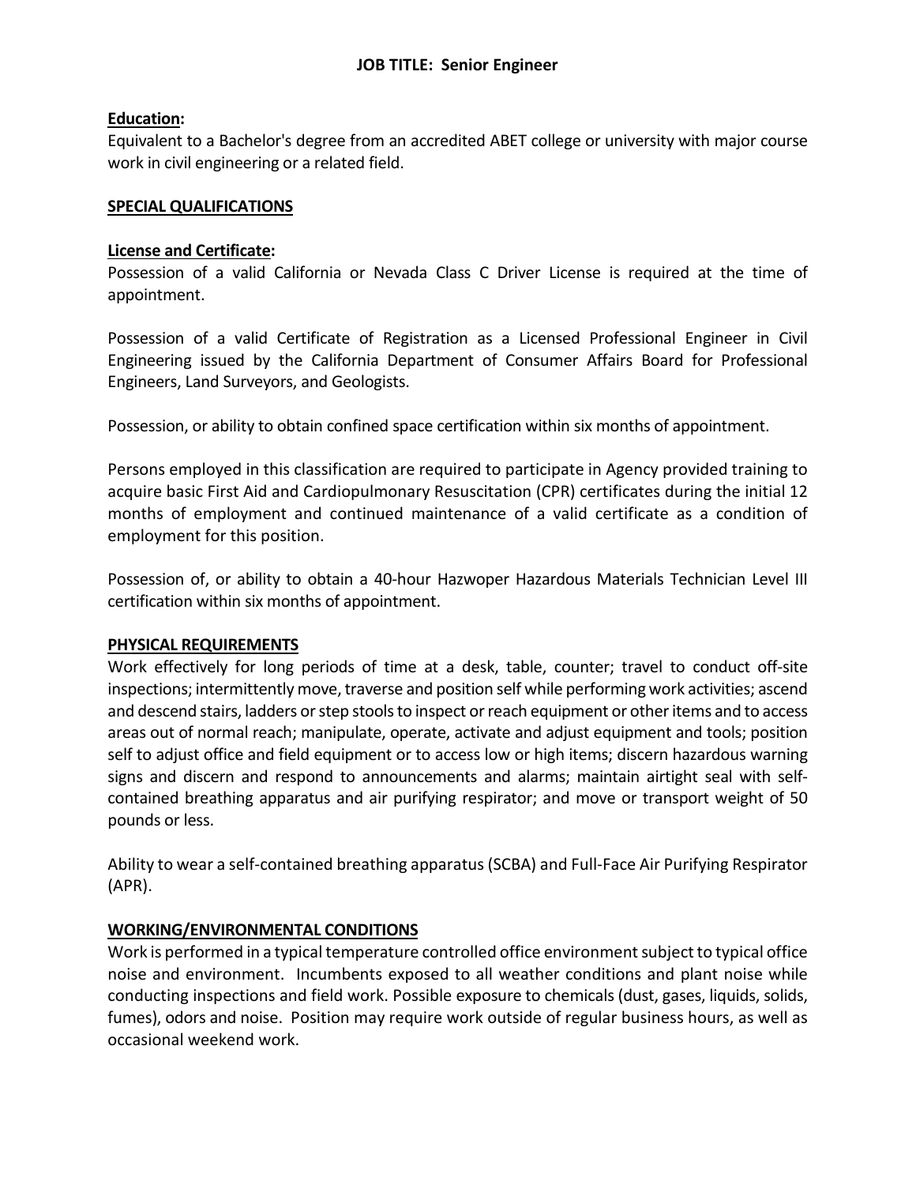**JOB TITLE: Senior Engineer**

**Education:**
Equivalent to a Bachelor's degree from an accredited ABET college or university with major course work in civil engineering or a related field.

**SPECIAL QUALIFICATIONS**

**License and Certificate:**
Possession of a valid California or Nevada Class C Driver License is required at the time of appointment.

Possession of a valid Certificate of Registration as a Licensed Professional Engineer in Civil Engineering issued by the California Department of Consumer Affairs Board for Professional Engineers, Land Surveyors, and Geologists.

Possession, or ability to obtain confined space certification within six months of appointment.

Persons employed in this classification are required to participate in Agency provided training to acquire basic First Aid and Cardiopulmonary Resuscitation (CPR) certificates during the initial 12 months of employment and continued maintenance of a valid certificate as a condition of employment for this position.

Possession of, or ability to obtain a 40-hour Hazwoper Hazardous Materials Technician Level III certification within six months of appointment.

**PHYSICAL REQUIREMENTS**
Work effectively for long periods of time at a desk, table, counter; travel to conduct off-site inspections; intermittently move, traverse and position self while performing work activities; ascend and descend stairs, ladders or step stools to inspect or reach equipment or other items and to access areas out of normal reach; manipulate, operate, activate and adjust equipment and tools; position self to adjust office and field equipment or to access low or high items; discern hazardous warning signs and discern and respond to announcements and alarms; maintain airtight seal with self-contained breathing apparatus and air purifying respirator; and move or transport weight of 50 pounds or less.

Ability to wear a self-contained breathing apparatus (SCBA) and Full-Face Air Purifying Respirator (APR).

**WORKING/ENVIRONMENTAL CONDITIONS**
Work is performed in a typical temperature controlled office environment subject to typical office noise and environment. Incumbents exposed to all weather conditions and plant noise while conducting inspections and field work. Possible exposure to chemicals (dust, gases, liquids, solids, fumes), odors and noise. Position may require work outside of regular business hours, as well as occasional weekend work.